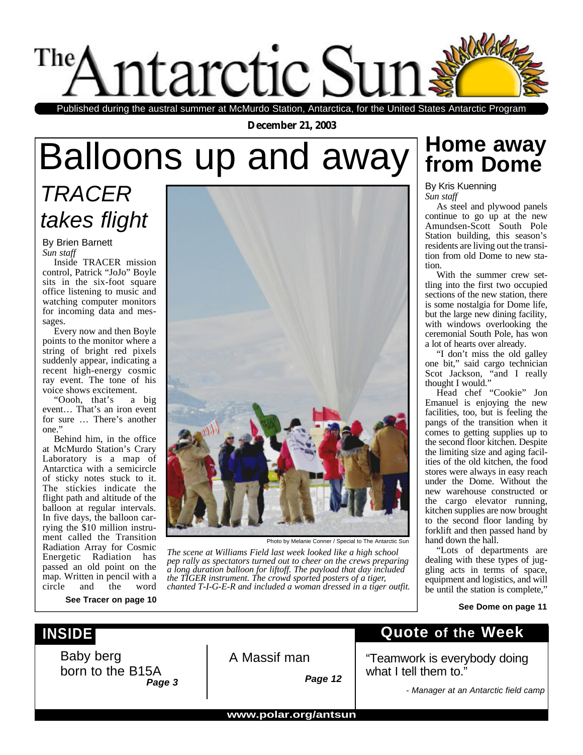# The Antarctic Sun

Published during the austral summer at McMurdo Station, Antarctica, for the United States Antarctic Program

**December 21, 2003**

# Balloons up and away

## *TRACER takes flight*

By Brien Barnett
*Sun staff*

Inside TRACER mission control, Patrick "JoJo" Boyle sits in the six-foot square office listening to music and watching computer monitors for incoming data and messages.

Every now and then Boyle points to the monitor where a string of bright red pixels suddenly appear, indicating a recent high-energy cosmic ray event. The tone of his voice shows excitement.

"Oooh, that's a big event… That's an iron event for sure … There's another one."

Behind him, in the office at McMurdo Station's Crary Laboratory is a map of Antarctica with a semicircle of sticky notes stuck to it. The stickies indicate the flight path and altitude of the balloon at regular intervals. In five days, the balloon carrying the $10 million instrument called the Transition Radiation Array for Cosmic Energetic Radiation has passed an old point on the map. Written in pencil with a circle and the word

**See Tracer on page 10**

Photo by Melanie Conner / Special to The Antarctic Sun

*The scene at Williams Field last week looked like a high school pep rally as spectators turned out to cheer on the crews preparing a long duration balloon for liftoff. The payload that day included the TIGER instrument. The crowd sported posters of a tiger, chanted T-I-G-E-R and included a woman dressed in a tiger outfit.*

# Home away from Dome

By Kris Kuenning
*Sun staff*

As steel and plywood panels continue to go up at the new Amundsen-Scott South Pole Station building, this season's residents are living out the transition from old Dome to new station.

With the summer crew settling into the first two occupied sections of the new station, there is some nostalgia for Dome life, but the large new dining facility, with windows overlooking the ceremonial South Pole, has won a lot of hearts over already.

"I don't miss the old galley one bit," said cargo technician Scot Jackson, "and I really thought I would."

Head chef "Cookie" Jon Emanuel is enjoying the new facilities, too, but is feeling the pangs of the transition when it comes to getting supplies up to the second floor kitchen. Despite the limiting size and aging facilities of the old kitchen, the food stores were always in easy reach under the Dome. Without the new warehouse constructed or the cargo elevator running, kitchen supplies are now brought to the second floor landing by forklift and then passed hand by hand down the hall.

"Lots of departments are dealing with these types of juggling acts in terms of space, equipment and logistics, and will be until the station is complete,"

**See Dome on page 11**

## INSIDE

Baby berg born to the B15A — ***Page 3***

A Massif man — ***Page 12***

## Quote of the Week

"Teamwork is everybody doing what I tell them to."

*- Manager at an Antarctic field camp*

**www.polar.org/antsun**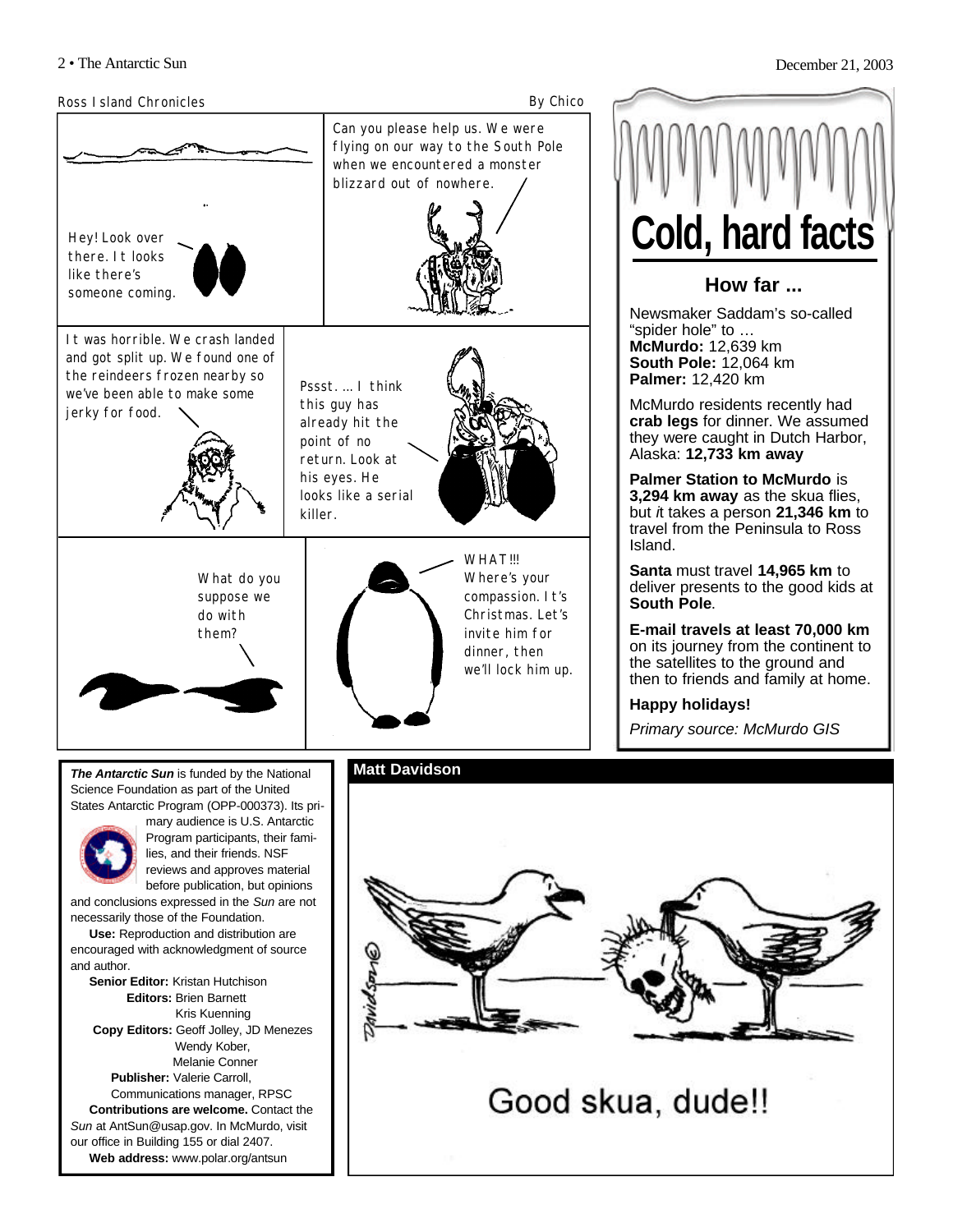## Ross Island Chronicles

By Chico

Hey! Look over there. It looks like there's someone coming.

Can you please help us. We were flying on our way to the South Pole when we encountered a monster blizzard out of nowhere.

It was horrible. We crash landed and got split up. We found one of the reindeers frozen nearby so we've been able to make some jerky for food.

Pssst. ... I think this guy has already hit the point of no return. Look at his eyes. He looks like a serial killer.

What do you suppose we do with them?

WHAT!!! Where's your compassion. It's Christmas. Let's invite him for dinner, then we'll lock him up.

# Cold, hard facts

## How far ...

Newsmaker Saddam's so-called "spider hole" to …
**McMurdo:** 12,639 km
**South Pole:** 12,064 km
**Palmer:** 12,420 km

McMurdo residents recently had **crab legs** for dinner. We assumed they were caught in Dutch Harbor, Alaska: **12,733 km away**

**Palmer Station to McMurdo** is **3,294 km away** as the skua flies, but *it* takes a person **21,346 km** to travel from the Peninsula to Ross Island.

**Santa** must travel **14,965 km** to deliver presents to the good kids at **South Pole**.

**E-mail travels at least 70,000 km** on its journey from the continent to the satellites to the ground and then to friends and family at home.

**Happy holidays!**

*Primary source: McMurdo GIS*

***The Antarctic Sun*** is funded by the National Science Foundation as part of the United States Antarctic Program (OPP-000373). Its primary audience is U.S. Antarctic Program participants, their families, and their friends. NSF reviews and approves material before publication, but opinions and conclusions expressed in the *Sun* are not necessarily those of the Foundation.

**Use:** Reproduction and distribution are encouraged with acknowledgment of source and author.

**Senior Editor:** Kristan Hutchison
**Editors:** Brien Barnett, Kris Kuenning
**Copy Editors:** Geoff Jolley, JD Menezes, Wendy Kober, Melanie Conner
**Publisher:** Valerie Carroll, Communications manager, RPSC

**Contributions are welcome.** Contact the *Sun* at AntSun@usap.gov. In McMurdo, visit our office in Building 155 or dial 2407.

**Web address:** www.polar.org/antsun

## Matt Davidson

Good skua, dude!!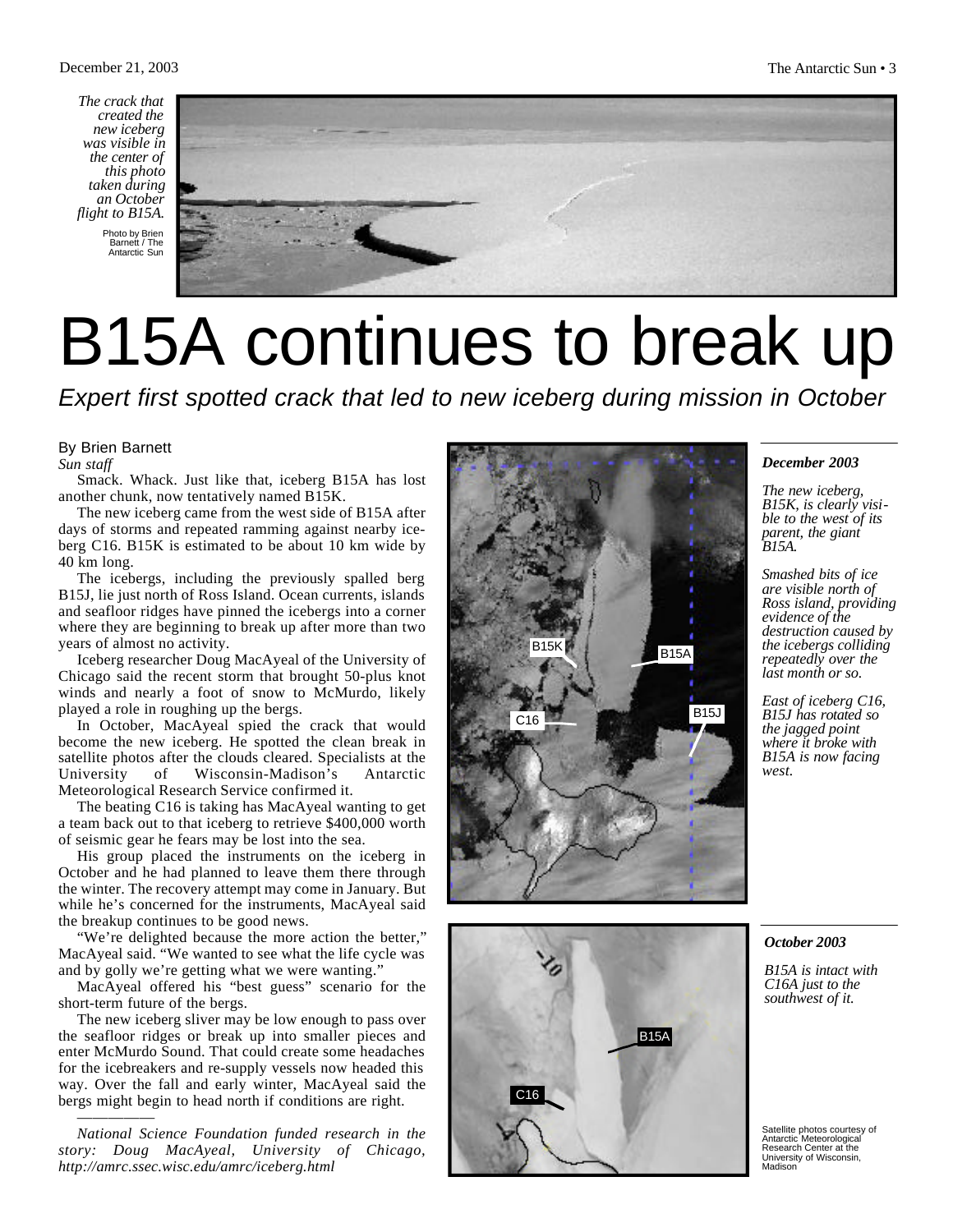*The crack that created the new iceberg was visible in the center of this photo taken during an October flight to B15A.*

Photo by Brien Barnett / The Antarctic Sun

# B15A continues to break up

## *Expert first spotted crack that led to new iceberg during mission in October*

By Brien Barnett
*Sun staff*

Smack. Whack. Just like that, iceberg B15A has lost another chunk, now tentatively named B15K.

The new iceberg came from the west side of B15A after days of storms and repeated ramming against nearby iceberg C16. B15K is estimated to be about 10 km wide by 40 km long.

The icebergs, including the previously spalled berg B15J, lie just north of Ross Island. Ocean currents, islands and seafloor ridges have pinned the icebergs into a corner where they are beginning to break up after more than two years of almost no activity.

Iceberg researcher Doug MacAyeal of the University of Chicago said the recent storm that brought 50-plus knot winds and nearly a foot of snow to McMurdo, likely played a role in roughing up the bergs.

In October, MacAyeal spied the crack that would become the new iceberg. He spotted the clean break in satellite photos after the clouds cleared. Specialists at the University of Wisconsin-Madison's Antarctic Meteorological Research Service confirmed it.

The beating C16 is taking has MacAyeal wanting to get a team back out to that iceberg to retrieve $400,000 worth of seismic gear he fears may be lost into the sea.

His group placed the instruments on the iceberg in October and he had planned to leave them there through the winter. The recovery attempt may come in January. But while he's concerned for the instruments, MacAyeal said the breakup continues to be good news.

"We're delighted because the more action the better," MacAyeal said. "We wanted to see what the life cycle was and by golly we're getting what we were wanting."

MacAyeal offered his "best guess" scenario for the short-term future of the bergs.

The new iceberg sliver may be low enough to pass over the seafloor ridges or break up into smaller pieces and enter McMurdo Sound. That could create some headaches for the icebreakers and re-supply vessels now headed this way. Over the fall and early winter, MacAyeal said the bergs might begin to head north if conditions are right.

---

*National Science Foundation funded research in the story: Doug MacAyeal, University of Chicago, http://amrc.ssec.wisc.edu/amrc/iceberg.html*

***December 2003***

*The new iceberg, B15K, is clearly visible to the west of its parent, the giant B15A.*

*Smashed bits of ice are visible north of Ross island, providing evidence of the destruction caused by the icebergs colliding repeatedly over the last month or so.*

*East of iceberg C16, B15J has rotated so the jagged point where it broke with B15A is now facing west.*

***October 2003***

*B15A is intact with C16A just to the southwest of it.*

Satellite photos courtesy of Antarctic Meteorological Research Center at the University of Wisconsin, Madison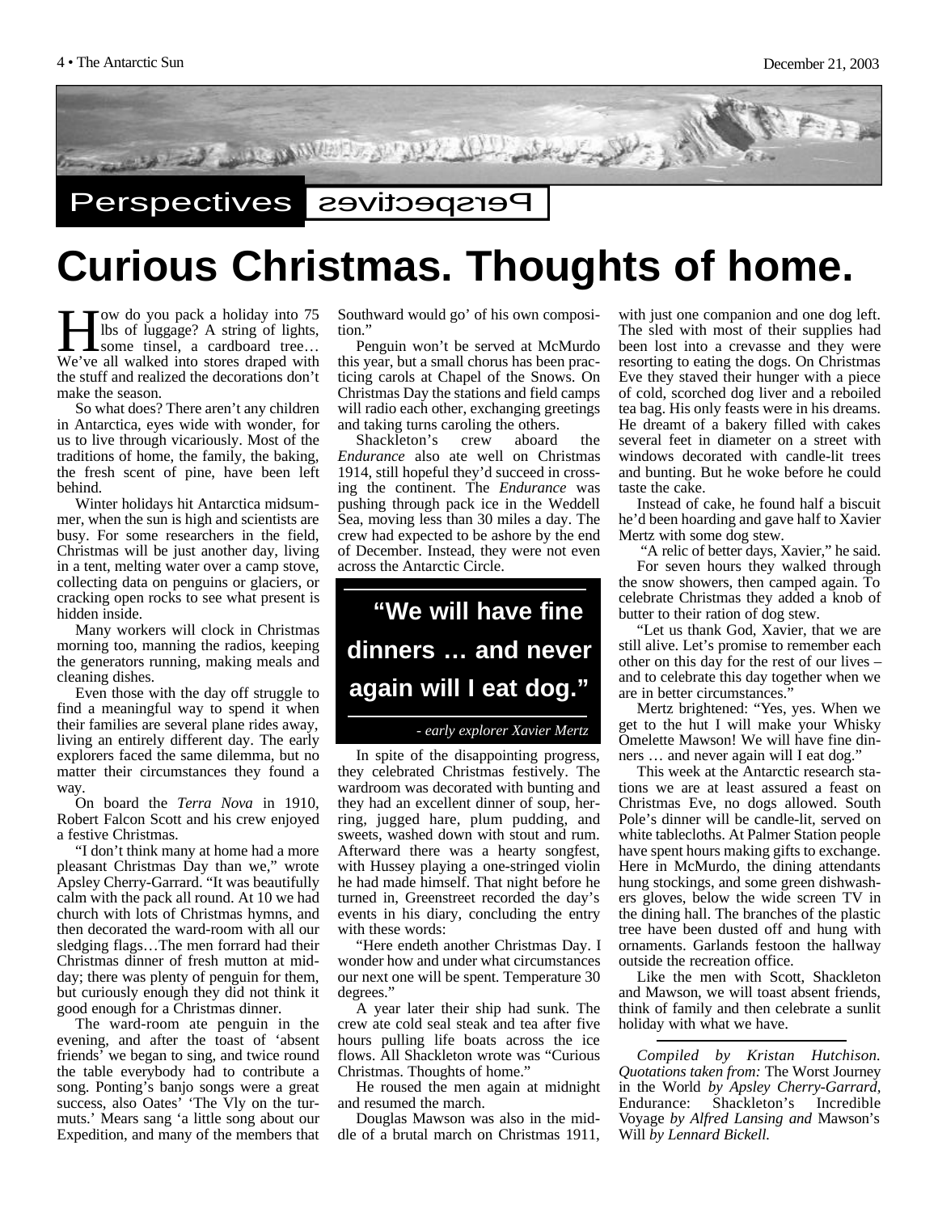Perspectives

# Curious Christmas. Thoughts of home.

How do you pack a holiday into 75 lbs of luggage? A string of lights, some tinsel, a cardboard tree… We've all walked into stores draped with the stuff and realized the decorations don't make the season.

So what does? There aren't any children in Antarctica, eyes wide with wonder, for us to live through vicariously. Most of the traditions of home, the family, the baking, the fresh scent of pine, have been left behind.

Winter holidays hit Antarctica midsummer, when the sun is high and scientists are busy. For some researchers in the field, Christmas will be just another day, living in a tent, melting water over a camp stove, collecting data on penguins or glaciers, or cracking open rocks to see what present is hidden inside.

Many workers will clock in Christmas morning too, manning the radios, keeping the generators running, making meals and cleaning dishes.

Even those with the day off struggle to find a meaningful way to spend it when their families are several plane rides away, living an entirely different day. The early explorers faced the same dilemma, but no matter their circumstances they found a way.

On board the *Terra Nova* in 1910, Robert Falcon Scott and his crew enjoyed a festive Christmas.

"I don't think many at home had a more pleasant Christmas Day than we," wrote Apsley Cherry-Garrard. "It was beautifully calm with the pack all round. At 10 we had church with lots of Christmas hymns, and then decorated the ward-room with all our sledging flags…The men forrard had their Christmas dinner of fresh mutton at midday; there was plenty of penguin for them, but curiously enough they did not think it good enough for a Christmas dinner.

The ward-room ate penguin in the evening, and after the toast of 'absent friends' we began to sing, and twice round the table everybody had to contribute a song. Ponting's banjo songs were a great success, also Oates' 'The Vly on the turmuts.' Mears sang 'a little song about our Expedition, and many of the members that Southward would go' of his own composition."

Penguin won't be served at McMurdo this year, but a small chorus has been practicing carols at Chapel of the Snows. On Christmas Day the stations and field camps will radio each other, exchanging greetings and taking turns caroling the others.

Shackleton's crew aboard the *Endurance* also ate well on Christmas 1914, still hopeful they'd succeed in crossing the continent. The *Endurance* was pushing through pack ice in the Weddell Sea, moving less than 30 miles a day. The crew had expected to be ashore by the end of December. Instead, they were not even across the Antarctic Circle.

> **"We will have fine dinners … and never again will I eat dog."**
>
> *- early explorer Xavier Mertz*

In spite of the disappointing progress, they celebrated Christmas festively. The wardroom was decorated with bunting and they had an excellent dinner of soup, herring, jugged hare, plum pudding, and sweets, washed down with stout and rum. Afterward there was a hearty songfest, with Hussey playing a one-stringed violin he had made himself. That night before he turned in, Greenstreet recorded the day's events in his diary, concluding the entry with these words:

"Here endeth another Christmas Day. I wonder how and under what circumstances our next one will be spent. Temperature 30 degrees."

A year later their ship had sunk. The crew ate cold seal steak and tea after five hours pulling life boats across the ice flows. All Shackleton wrote was "Curious Christmas. Thoughts of home."

He roused the men again at midnight and resumed the march.

Douglas Mawson was also in the middle of a brutal march on Christmas 1911, with just one companion and one dog left. The sled with most of their supplies had been lost into a crevasse and they were resorting to eating the dogs. On Christmas Eve they staved their hunger with a piece of cold, scorched dog liver and a reboiled tea bag. His only feasts were in his dreams. He dreamt of a bakery filled with cakes several feet in diameter on a street with windows decorated with candle-lit trees and bunting. But he woke before he could taste the cake.

Instead of cake, he found half a biscuit he'd been hoarding and gave half to Xavier Mertz with some dog stew.

"A relic of better days, Xavier," he said.

For seven hours they walked through the snow showers, then camped again. To celebrate Christmas they added a knob of butter to their ration of dog stew.

"Let us thank God, Xavier, that we are still alive. Let's promise to remember each other on this day for the rest of our lives – and to celebrate this day together when we are in better circumstances."

Mertz brightened: "Yes, yes. When we get to the hut I will make your Whisky Omelette Mawson! We will have fine dinners … and never again will I eat dog."

This week at the Antarctic research stations we are at least assured a feast on Christmas Eve, no dogs allowed. South Pole's dinner will be candle-lit, served on white tablecloths. At Palmer Station people have spent hours making gifts to exchange. Here in McMurdo, the dining attendants hung stockings, and some green dishwashers gloves, below the wide screen TV in the dining hall. The branches of the plastic tree have been dusted off and hung with ornaments. Garlands festoon the hallway outside the recreation office.

Like the men with Scott, Shackleton and Mawson, we will toast absent friends, think of family and then celebrate a sunlit holiday with what we have.

---

*Compiled by Kristan Hutchison. Quotations taken from:* The Worst Journey in the World *by Apsley Cherry-Garrard,* Endurance: Shackleton's Incredible Voyage *by Alfred Lansing and* Mawson's Will *by Lennard Bickell.*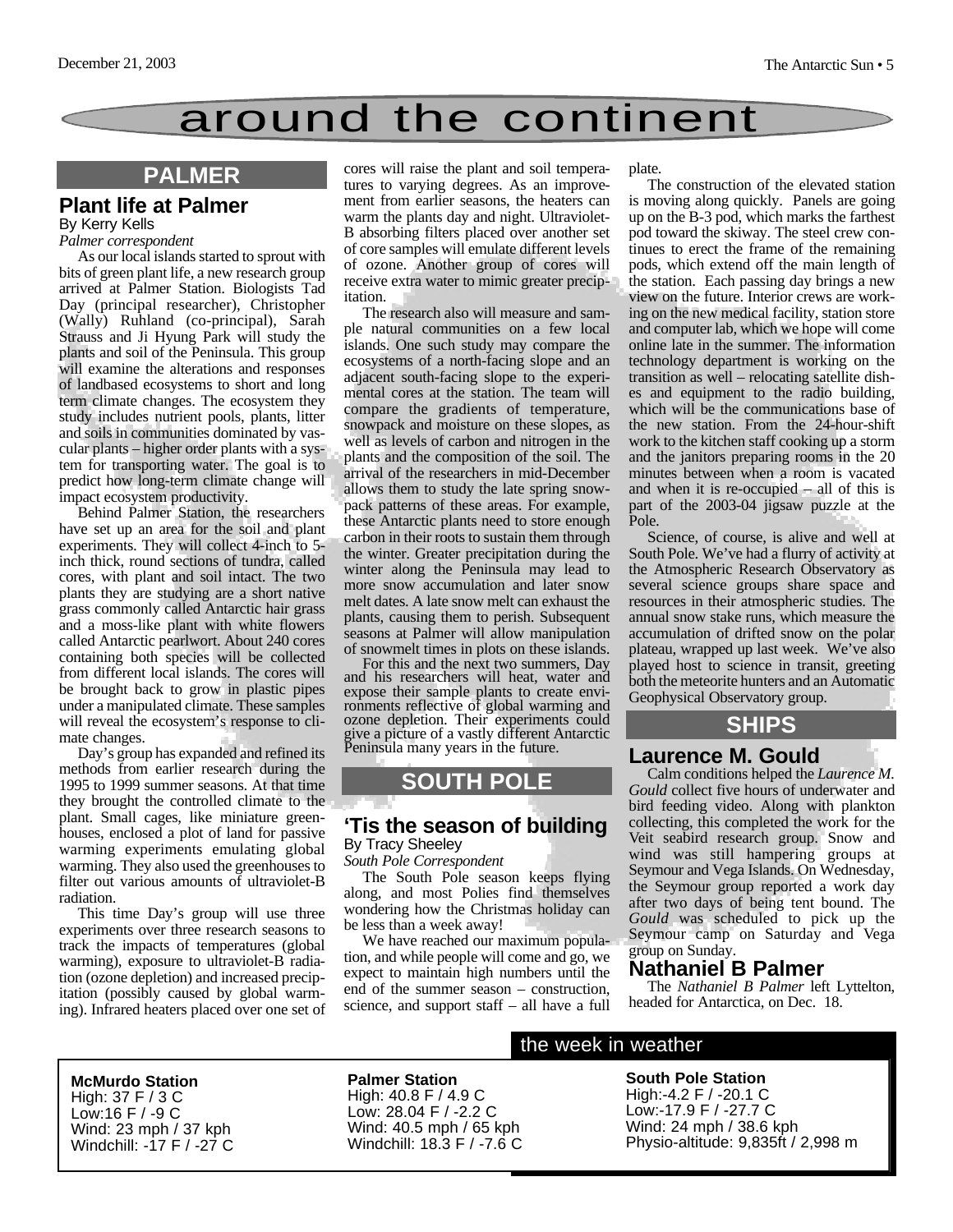# around the continent

## PALMER

### Plant life at Palmer

By Kerry Kells

*Palmer correspondent*

As our local islands started to sprout with bits of green plant life, a new research group arrived at Palmer Station. Biologists Tad Day (principal researcher), Christopher (Wally) Ruhland (co-principal), Sarah Strauss and Ji Hyung Park will study the plants and soil of the Peninsula. This group will examine the alterations and responses of landbased ecosystems to short and long term climate changes. The ecosystem they study includes nutrient pools, plants, litter and soils in communities dominated by vascular plants – higher order plants with a system for transporting water. The goal is to predict how long-term climate change will impact ecosystem productivity.

Behind Palmer Station, the researchers have set up an area for the soil and plant experiments. They will collect 4-inch to 5-inch thick, round sections of tundra, called cores, with plant and soil intact. The two plants they are studying are a short native grass commonly called Antarctic hair grass and a moss-like plant with white flowers called Antarctic pearlwort. About 240 cores containing both species will be collected from different local islands. The cores will be brought back to grow in plastic pipes under a manipulated climate. These samples will reveal the ecosystem's response to climate changes.

Day's group has expanded and refined its methods from earlier research during the 1995 to 1999 summer seasons. At that time they brought the controlled climate to the plant. Small cages, like miniature greenhouses, enclosed a plot of land for passive warming experiments emulating global warming. They also used the greenhouses to filter out various amounts of ultraviolet-B radiation.

This time Day's group will use three experiments over three research seasons to track the impacts of temperatures (global warming), exposure to ultraviolet-B radiation (ozone depletion) and increased precipitation (possibly caused by global warming). Infrared heaters placed over one set of cores will raise the plant and soil temperatures to varying degrees. As an improvement from earlier seasons, the heaters can warm the plants day and night. Ultraviolet-B absorbing filters placed over another set of core samples will emulate different levels of ozone. Another group of cores will receive extra water to mimic greater precipitation.

The research also will measure and sample natural communities on a few local islands. One such study may compare the ecosystems of a north-facing slope and an adjacent south-facing slope to the experimental cores at the station. The team will compare the gradients of temperature, snowpack and moisture on these slopes, as well as levels of carbon and nitrogen in the plants and the composition of the soil. The arrival of the researchers in mid-December allows them to study the late spring snowpack patterns of these areas. For example, these Antarctic plants need to store enough carbon in their roots to sustain them through the winter. Greater precipitation during the winter along the Peninsula may lead to more snow accumulation and later snow melt dates. A late snow melt can exhaust the plants, causing them to perish. Subsequent seasons at Palmer will allow manipulation of snowmelt times in plots on these islands.

For this and the next two summers, Day and his researchers will heat, water and expose their sample plants to create environments reflective of global warming and ozone depletion. Their experiments could give a picture of a vastly different Antarctic Peninsula many years in the future.

## SOUTH POLE

### 'Tis the season of building

By Tracy Sheeley

*South Pole Correspondent*

The South Pole season keeps flying along, and most Polies find themselves wondering how the Christmas holiday can be less than a week away!

We have reached our maximum population, and while people will come and go, we expect to maintain high numbers until the end of the summer season – construction, science, and support staff – all have a full plate.

The construction of the elevated station is moving along quickly. Panels are going up on the B-3 pod, which marks the farthest pod toward the skiway. The steel crew continues to erect the frame of the remaining pods, which extend off the main length of the station. Each passing day brings a new view on the future. Interior crews are working on the new medical facility, station store and computer lab, which we hope will come online late in the summer. The information technology department is working on the transition as well – relocating satellite dishes and equipment to the radio building, which will be the communications base of the new station. From the 24-hour-shift work to the kitchen staff cooking up a storm and the janitors preparing rooms in the 20 minutes between when a room is vacated and when it is re-occupied – all of this is part of the 2003-04 jigsaw puzzle at the Pole.

Science, of course, is alive and well at South Pole. We've had a flurry of activity at the Atmospheric Research Observatory as several science groups share space and resources in their atmospheric studies. The annual snow stake runs, which measure the accumulation of drifted snow on the polar plateau, wrapped up last week. We've also played host to science in transit, greeting both the meteorite hunters and an Automatic Geophysical Observatory group.

## SHIPS

### Laurence M. Gould

Calm conditions helped the *Laurence M. Gould* collect five hours of underwater and bird feeding video. Along with plankton collecting, this completed the work for the Veit seabird research group. Snow and wind was still hampering groups at Seymour and Vega Islands. On Wednesday, the Seymour group reported a work day after two days of being tent bound. The *Gould* was scheduled to pick up the Seymour camp on Saturday and Vega group on Sunday.

### Nathaniel B Palmer

The *Nathaniel B Palmer* left Lyttelton, headed for Antarctica, on Dec. 18.

## the week in weather

**McMurdo Station**
High: 37 F / 3 C
Low:16 F / -9 C
Wind: 23 mph / 37 kph
Windchill: -17 F / -27 C

**Palmer Station**
High: 40.8 F / 4.9 C
Low: 28.04 F / -2.2 C
Wind: 40.5 mph / 65 kph
Windchill: 18.3 F / -7.6 C

**South Pole Station**
High:-4.2 F / -20.1 C
Low:-17.9 F / -27.7 C
Wind: 24 mph / 38.6 kph
Physio-altitude: 9,835ft / 2,998 m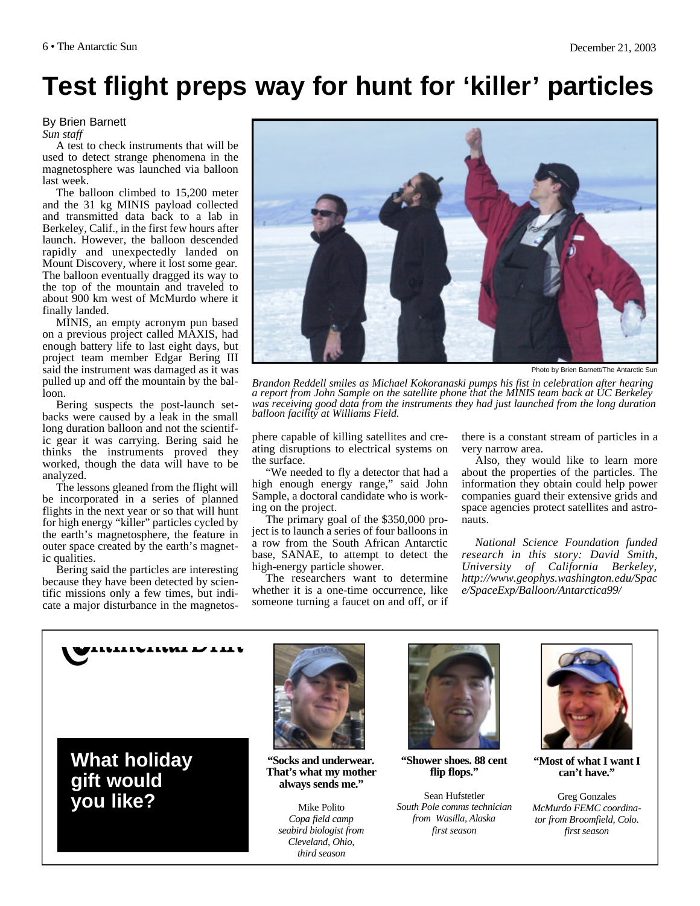# Test flight preps way for hunt for 'killer' particles

By Brien Barnett

*Sun staff*

A test to check instruments that will be used to detect strange phenomena in the magnetosphere was launched via balloon last week.

The balloon climbed to 15,200 meter and the 31 kg MINIS payload collected and transmitted data back to a lab in Berkeley, Calif., in the first few hours after launch. However, the balloon descended rapidly and unexpectedly landed on Mount Discovery, where it lost some gear. The balloon eventually dragged its way to the top of the mountain and traveled to about 900 km west of McMurdo where it finally landed.

MINIS, an empty acronym pun based on a previous project called MAXIS, had enough battery life to last eight days, but project team member Edgar Bering III said the instrument was damaged as it was pulled up and off the mountain by the balloon.

Bering suspects the post-launch setbacks were caused by a leak in the small long duration balloon and not the scientific gear it was carrying. Bering said he thinks the instruments proved they worked, though the data will have to be analyzed.

The lessons gleaned from the flight will be incorporated in a series of planned flights in the next year or so that will hunt for high energy "killer" particles cycled by the earth's magnetosphere, the feature in outer space created by the earth's magnetic qualities.

Bering said the particles are interesting because they have been detected by scientific missions only a few times, but indicate a major disturbance in the magnetosphere capable of killing satellites and creating disruptions to electrical systems on the surface.

"We needed to fly a detector that had a high enough energy range," said John Sample, a doctoral candidate who is working on the project.

The primary goal of the $350,000 project is to launch a series of four balloons in a row from the South African Antarctic base, SANAE, to attempt to detect the high-energy particle shower.

The researchers want to determine whether it is a one-time occurrence, like someone turning a faucet on and off, or if there is a constant stream of particles in a very narrow area.

Also, they would like to learn more about the properties of the particles. The information they obtain could help power companies guard their extensive grids and space agencies protect satellites and astronauts.

*National Science Foundation funded research in this story: David Smith, University of California Berkeley, http://www.geophys.washington.edu/Space/SpaceExp/Balloon/Antarctica99/*

Photo by Brien Barnett/The Antarctic Sun

*Brandon Reddell smiles as Michael Kokoranaski pumps his fist in celebration after hearing a report from John Sample on the satellite phone that the MINIS team back at UC Berkeley was receiving good data from the instruments they had just launched from the long duration balloon facility at Williams Field.*

## Continental Drift

## What holiday gift would you like?

**"Socks and underwear. That's what my mother always sends me."**

Mike Polito
*Copa field camp seabird biologist from Cleveland, Ohio, third season*

**"Shower shoes. 88 cent flip flops."**

Sean Hufstetler
*South Pole comms technician from Wasilla, Alaska first season*

**"Most of what I want I can't have."**

Greg Gonzales
*McMurdo FEMC coordinator from Broomfield, Colo. first season*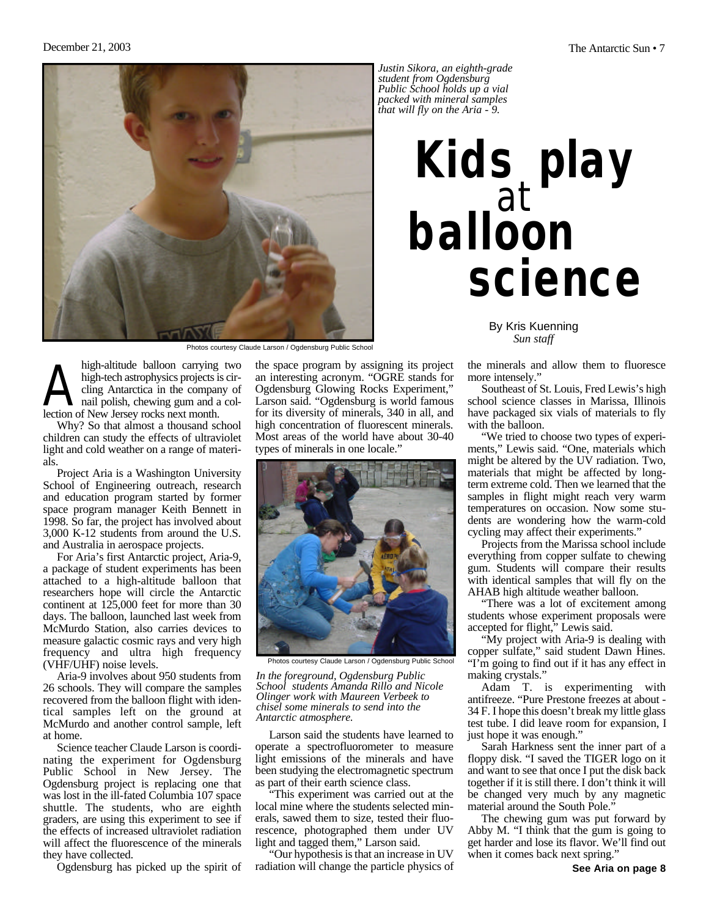*Justin Sikora, an eighth-grade student from Ogdensburg Public School holds up a vial packed with mineral samples that will fly on the Aria - 9.*

Photos courtesy Claude Larson / Ogdensburg Public School

# Kids play at balloon science

By Kris Kuenning
*Sun staff*

A high-altitude balloon carrying two high-tech astrophysics projects is circling Antarctica in the company of nail polish, chewing gum and a collection of New Jersey rocks next month.

Why? So that almost a thousand school children can study the effects of ultraviolet light and cold weather on a range of materials.

Project Aria is a Washington University School of Engineering outreach, research and education program started by former space program manager Keith Bennett in 1998. So far, the project has involved about 3,000 K-12 students from around the U.S. and Australia in aerospace projects.

For Aria's first Antarctic project, Aria-9, a package of student experiments has been attached to a high-altitude balloon that researchers hope will circle the Antarctic continent at 125,000 feet for more than 30 days. The balloon, launched last week from McMurdo Station, also carries devices to measure galactic cosmic rays and very high frequency and ultra high frequency (VHF/UHF) noise levels.

Aria-9 involves about 950 students from 26 schools. They will compare the samples recovered from the balloon flight with identical samples left on the ground at McMurdo and another control sample, left at home.

Science teacher Claude Larson is coordinating the experiment for Ogdensburg Public School in New Jersey. The Ogdensburg project is replacing one that was lost in the ill-fated Columbia 107 space shuttle. The students, who are eighth graders, are using this experiment to see if the effects of increased ultraviolet radiation will affect the fluorescence of the minerals they have collected.

Ogdensburg has picked up the spirit of the space program by assigning its project an interesting acronym. "OGRE stands for Ogdensburg Glowing Rocks Experiment," Larson said. "Ogdensburg is world famous for its diversity of minerals, 340 in all, and high concentration of fluorescent minerals. Most areas of the world have about 30-40 types of minerals in one locale."

Photos courtesy Claude Larson / Ogdensburg Public School

*In the foreground, Ogdensburg Public School students Amanda Rillo and Nicole Olinger work with Maureen Verbeek to chisel some minerals to send into the Antarctic atmosphere.*

Larson said the students have learned to operate a spectrofluorometer to measure light emissions of the minerals and have been studying the electromagnetic spectrum as part of their earth science class.

"This experiment was carried out at the local mine where the students selected minerals, sawed them to size, tested their fluorescence, photographed them under UV light and tagged them," Larson said.

"Our hypothesis is that an increase in UV radiation will change the particle physics of the minerals and allow them to fluoresce more intensely."

Southeast of St. Louis, Fred Lewis's high school science classes in Marissa, Illinois have packaged six vials of materials to fly with the balloon.

"We tried to choose two types of experiments," Lewis said. "One, materials which might be altered by the UV radiation. Two, materials that might be affected by long-term extreme cold. Then we learned that the samples in flight might reach very warm temperatures on occasion. Now some students are wondering how the warm-cold cycling may affect their experiments."

Projects from the Marissa school include everything from copper sulfate to chewing gum. Students will compare their results with identical samples that will fly on the AHAB high altitude weather balloon.

"There was a lot of excitement among students whose experiment proposals were accepted for flight," Lewis said.

"My project with Aria-9 is dealing with copper sulfate," said student Dawn Hines. "I'm going to find out if it has any effect in making crystals."

Adam T. is experimenting with antifreeze. "Pure Prestone freezes at about -34 F. I hope this doesn't break my little glass test tube. I did leave room for expansion, I just hope it was enough."

Sarah Harkness sent the inner part of a floppy disk. "I saved the TIGER logo on it and want to see that once I put the disk back together if it is still there. I don't think it will be changed very much by any magnetic material around the South Pole."

The chewing gum was put forward by Abby M. "I think that the gum is going to get harder and lose its flavor. We'll find out when it comes back next spring."

**See Aria on page 8**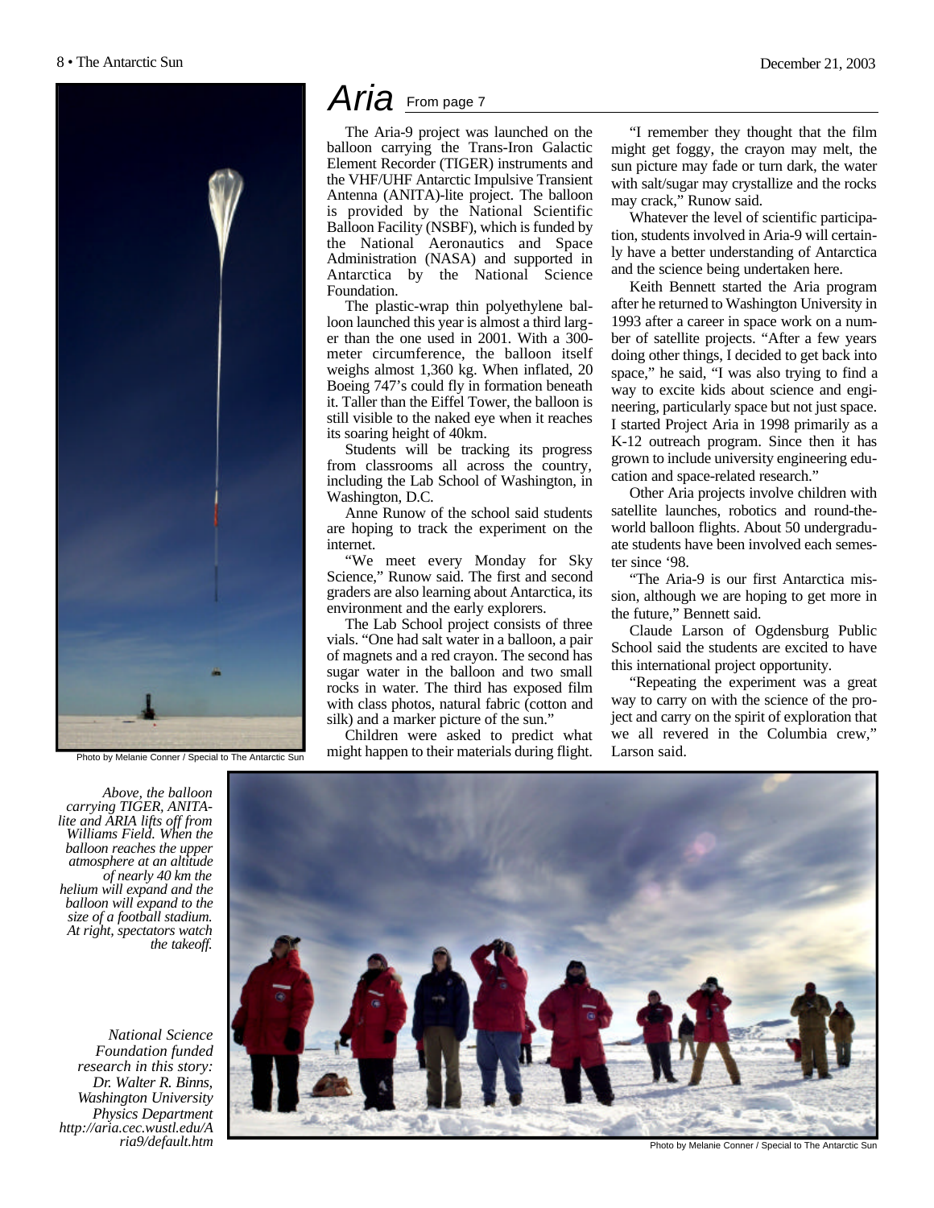# Aria

From page 7

The Aria-9 project was launched on the balloon carrying the Trans-Iron Galactic Element Recorder (TIGER) instruments and the VHF/UHF Antarctic Impulsive Transient Antenna (ANITA)-lite project. The balloon is provided by the National Scientific Balloon Facility (NSBF), which is funded by the National Aeronautics and Space Administration (NASA) and supported in Antarctica by the National Science Foundation.

The plastic-wrap thin polyethylene balloon launched this year is almost a third larger than the one used in 2001. With a 300-meter circumference, the balloon itself weighs almost 1,360 kg. When inflated, 20 Boeing 747's could fly in formation beneath it. Taller than the Eiffel Tower, the balloon is still visible to the naked eye when it reaches its soaring height of 40km.

Students will be tracking its progress from classrooms all across the country, including the Lab School of Washington, in Washington, D.C.

Anne Runow of the school said students are hoping to track the experiment on the internet.

"We meet every Monday for Sky Science," Runow said. The first and second graders are also learning about Antarctica, its environment and the early explorers.

The Lab School project consists of three vials. "One had salt water in a balloon, a pair of magnets and a red crayon. The second has sugar water in the balloon and two small rocks in water. The third has exposed film with class photos, natural fabric (cotton and silk) and a marker picture of the sun."

Children were asked to predict what might happen to their materials during flight.

"I remember they thought that the film might get foggy, the crayon may melt, the sun picture may fade or turn dark, the water with salt/sugar may crystallize and the rocks may crack," Runow said.

Whatever the level of scientific participation, students involved in Aria-9 will certainly have a better understanding of Antarctica and the science being undertaken here.

Keith Bennett started the Aria program after he returned to Washington University in 1993 after a career in space work on a number of satellite projects. "After a few years doing other things, I decided to get back into space," he said, "I was also trying to find a way to excite kids about science and engineering, particularly space but not just space. I started Project Aria in 1998 primarily as a K-12 outreach program. Since then it has grown to include university engineering education and space-related research."

Other Aria projects involve children with satellite launches, robotics and round-the-world balloon flights. About 50 undergraduate students have been involved each semester since '98.

"The Aria-9 is our first Antarctica mission, although we are hoping to get more in the future," Bennett said.

Claude Larson of Ogdensburg Public School said the students are excited to have this international project opportunity.

"Repeating the experiment was a great way to carry on with the science of the project and carry on the spirit of exploration that we all revered in the Columbia crew," Larson said.

Photo by Melanie Conner / Special to The Antarctic Sun

*Above, the balloon carrying TIGER, ANITA-lite and ARIA lifts off from Williams Field. When the balloon reaches the upper atmosphere at an altitude of nearly 40 km the helium will expand and the balloon will expand to the size of a football stadium. At right, spectators watch the takeoff.*

Photo by Melanie Conner / Special to The Antarctic Sun

*National Science Foundation funded research in this story: Dr. Walter R. Binns, Washington University Physics Department http://aria.cec.wustl.edu/Aria9/default.htm*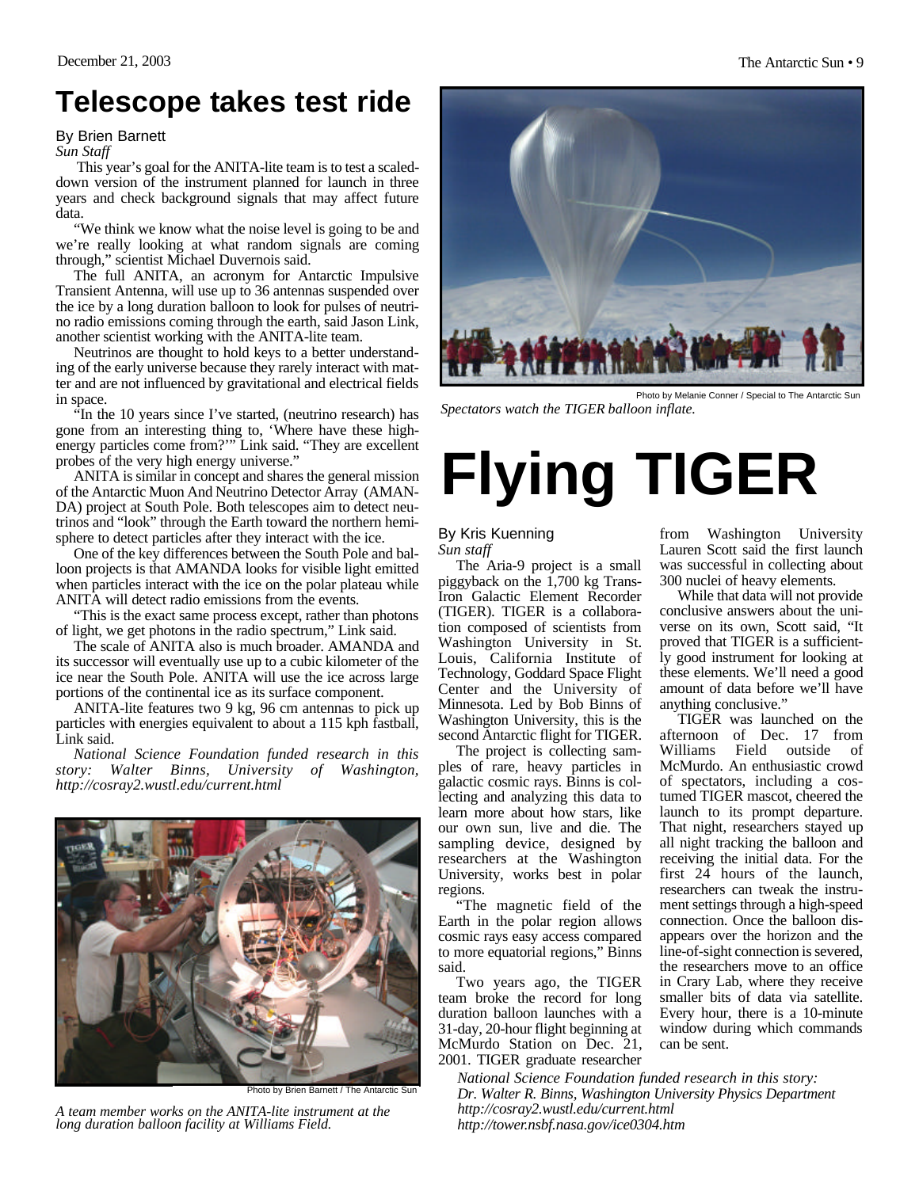# Telescope takes test ride

By Brien Barnett
*Sun Staff*

This year's goal for the ANITA-lite team is to test a scaled-down version of the instrument planned for launch in three years and check background signals that may affect future data.

"We think we know what the noise level is going to be and we're really looking at what random signals are coming through," scientist Michael Duvernois said.

The full ANITA, an acronym for Antarctic Impulsive Transient Antenna, will use up to 36 antennas suspended over the ice by a long duration balloon to look for pulses of neutrino radio emissions coming through the earth, said Jason Link, another scientist working with the ANITA-lite team.

Neutrinos are thought to hold keys to a better understanding of the early universe because they rarely interact with matter and are not influenced by gravitational and electrical fields in space.

"In the 10 years since I've started, (neutrino research) has gone from an interesting thing to, 'Where have these high-energy particles come from?'" Link said. "They are excellent probes of the very high energy universe."

ANITA is similar in concept and shares the general mission of the Antarctic Muon And Neutrino Detector Array (AMANDA) project at South Pole. Both telescopes aim to detect neutrinos and "look" through the Earth toward the northern hemisphere to detect particles after they interact with the ice.

One of the key differences between the South Pole and balloon projects is that AMANDA looks for visible light emitted when particles interact with the ice on the polar plateau while ANITA will detect radio emissions from the events.

"This is the exact same process except, rather than photons of light, we get photons in the radio spectrum," Link said.

The scale of ANITA also is much broader. AMANDA and its successor will eventually use up to a cubic kilometer of the ice near the South Pole. ANITA will use the ice across large portions of the continental ice as its surface component.

ANITA-lite features two 9 kg, 96 cm antennas to pick up particles with energies equivalent to about a 115 kph fastball, Link said.

*National Science Foundation funded research in this story: Walter Binns, University of Washington, http://cosray2.wustl.edu/current.html*

Photo by Brien Barnett / The Antarctic Sun

*A team member works on the ANITA-lite instrument at the long duration balloon facility at Williams Field.*

Photo by Melanie Conner / Special to The Antarctic Sun

*Spectators watch the TIGER balloon inflate.*

# Flying TIGER

By Kris Kuenning
*Sun staff*

The Aria-9 project is a small piggyback on the 1,700 kg Trans-Iron Galactic Element Recorder (TIGER). TIGER is a collaboration composed of scientists from Washington University in St. Louis, California Institute of Technology, Goddard Space Flight Center and the University of Minnesota. Led by Bob Binns of Washington University, this is the second Antarctic flight for TIGER.

The project is collecting samples of rare, heavy particles in galactic cosmic rays. Binns is collecting and analyzing this data to learn more about how stars, like our own sun, live and die. The sampling device, designed by researchers at the Washington University, works best in polar regions.

"The magnetic field of the Earth in the polar region allows cosmic rays easy access compared to more equatorial regions," Binns said.

Two years ago, the TIGER team broke the record for long duration balloon launches with a 31-day, 20-hour flight beginning at McMurdo Station on Dec. 21, 2001. TIGER graduate researcher from Washington University Lauren Scott said the first launch was successful in collecting about 300 nuclei of heavy elements.

While that data will not provide conclusive answers about the universe on its own, Scott said, "It proved that TIGER is a sufficiently good instrument for looking at these elements. We'll need a good amount of data before we'll have anything conclusive."

TIGER was launched on the afternoon of Dec. 17 from Williams Field outside of McMurdo. An enthusiastic crowd of spectators, including a costumed TIGER mascot, cheered the launch to its prompt departure. That night, researchers stayed up all night tracking the balloon and receiving the initial data. For the first 24 hours of the launch, researchers can tweak the instrument settings through a high-speed connection. Once the balloon disappears over the horizon and the line-of-sight connection is severed, the researchers move to an office in Crary Lab, where they receive smaller bits of data via satellite. Every hour, there is a 10-minute window during which commands can be sent.

*National Science Foundation funded research in this story: Dr. Walter R. Binns, Washington University Physics Department http://cosray2.wustl.edu/current.html http://tower.nsbf.nasa.gov/ice0304.htm*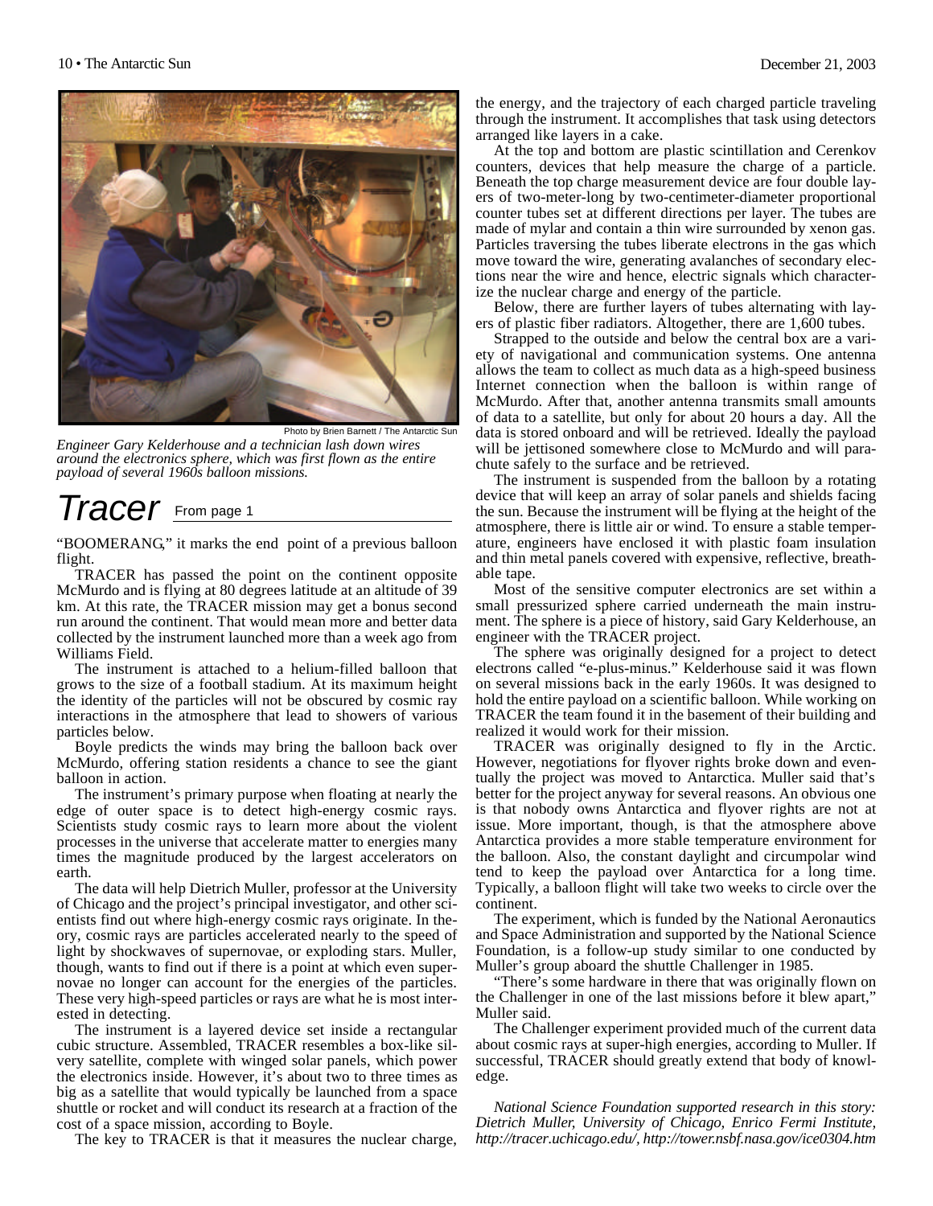Photo by Brien Barnett / The Antarctic Sun

*Engineer Gary Kelderhouse and a technician lash down wires around the electronics sphere, which was first flown as the entire payload of several 1960s balloon missions.*

# Tracer

From page 1

"BOOMERANG," it marks the end point of a previous balloon flight.

TRACER has passed the point on the continent opposite McMurdo and is flying at 80 degrees latitude at an altitude of 39 km. At this rate, the TRACER mission may get a bonus second run around the continent. That would mean more and better data collected by the instrument launched more than a week ago from Williams Field.

The instrument is attached to a helium-filled balloon that grows to the size of a football stadium. At its maximum height the identity of the particles will not be obscured by cosmic ray interactions in the atmosphere that lead to showers of various particles below.

Boyle predicts the winds may bring the balloon back over McMurdo, offering station residents a chance to see the giant balloon in action.

The instrument's primary purpose when floating at nearly the edge of outer space is to detect high-energy cosmic rays. Scientists study cosmic rays to learn more about the violent processes in the universe that accelerate matter to energies many times the magnitude produced by the largest accelerators on earth.

The data will help Dietrich Muller, professor at the University of Chicago and the project's principal investigator, and other scientists find out where high-energy cosmic rays originate. In theory, cosmic rays are particles accelerated nearly to the speed of light by shockwaves of supernovae, or exploding stars. Muller, though, wants to find out if there is a point at which even supernovae no longer can account for the energies of the particles. These very high-speed particles or rays are what he is most interested in detecting.

The instrument is a layered device set inside a rectangular cubic structure. Assembled, TRACER resembles a box-like silvery satellite, complete with winged solar panels, which power the electronics inside. However, it's about two to three times as big as a satellite that would typically be launched from a space shuttle or rocket and will conduct its research at a fraction of the cost of a space mission, according to Boyle.

The key to TRACER is that it measures the nuclear charge, the energy, and the trajectory of each charged particle traveling through the instrument. It accomplishes that task using detectors arranged like layers in a cake.

At the top and bottom are plastic scintillation and Cerenkov counters, devices that help measure the charge of a particle. Beneath the top charge measurement device are four double layers of two-meter-long by two-centimeter-diameter proportional counter tubes set at different directions per layer. The tubes are made of mylar and contain a thin wire surrounded by xenon gas. Particles traversing the tubes liberate electrons in the gas which move toward the wire, generating avalanches of secondary electrons near the wire and hence, electric signals which characterize the nuclear charge and energy of the particle.

Below, there are further layers of tubes alternating with layers of plastic fiber radiators. Altogether, there are 1,600 tubes.

Strapped to the outside and below the central box are a variety of navigational and communication systems. One antenna allows the team to collect as much data as a high-speed business Internet connection when the balloon is within range of McMurdo. After that, another antenna transmits small amounts of data to a satellite, but only for about 20 hours a day. All the data is stored onboard and will be retrieved. Ideally the payload will be jettisoned somewhere close to McMurdo and will parachute safely to the surface and be retrieved.

The instrument is suspended from the balloon by a rotating device that will keep an array of solar panels and shields facing the sun. Because the instrument will be flying at the height of the atmosphere, there is little air or wind. To ensure a stable temperature, engineers have enclosed it with plastic foam insulation and thin metal panels covered with expensive, reflective, breathable tape.

Most of the sensitive computer electronics are set within a small pressurized sphere carried underneath the main instrument. The sphere is a piece of history, said Gary Kelderhouse, an engineer with the TRACER project.

The sphere was originally designed for a project to detect electrons called "e-plus-minus." Kelderhouse said it was flown on several missions back in the early 1960s. It was designed to hold the entire payload on a scientific balloon. While working on TRACER the team found it in the basement of their building and realized it would work for their mission.

TRACER was originally designed to fly in the Arctic. However, negotiations for flyover rights broke down and eventually the project was moved to Antarctica. Muller said that's better for the project anyway for several reasons. An obvious one is that nobody owns Antarctica and flyover rights are not at issue. More important, though, is that the atmosphere above Antarctica provides a more stable temperature environment for the balloon. Also, the constant daylight and circumpolar wind tend to keep the payload over Antarctica for a long time. Typically, a balloon flight will take two weeks to circle over the continent.

The experiment, which is funded by the National Aeronautics and Space Administration and supported by the National Science Foundation, is a follow-up study similar to one conducted by Muller's group aboard the shuttle Challenger in 1985.

"There's some hardware in there that was originally flown on the Challenger in one of the last missions before it blew apart," Muller said.

The Challenger experiment provided much of the current data about cosmic rays at super-high energies, according to Muller. If successful, TRACER should greatly extend that body of knowledge.

*National Science Foundation supported research in this story: Dietrich Muller, University of Chicago, Enrico Fermi Institute, http://tracer.uchicago.edu/, http://tower.nsbf.nasa.gov/ice0304.htm*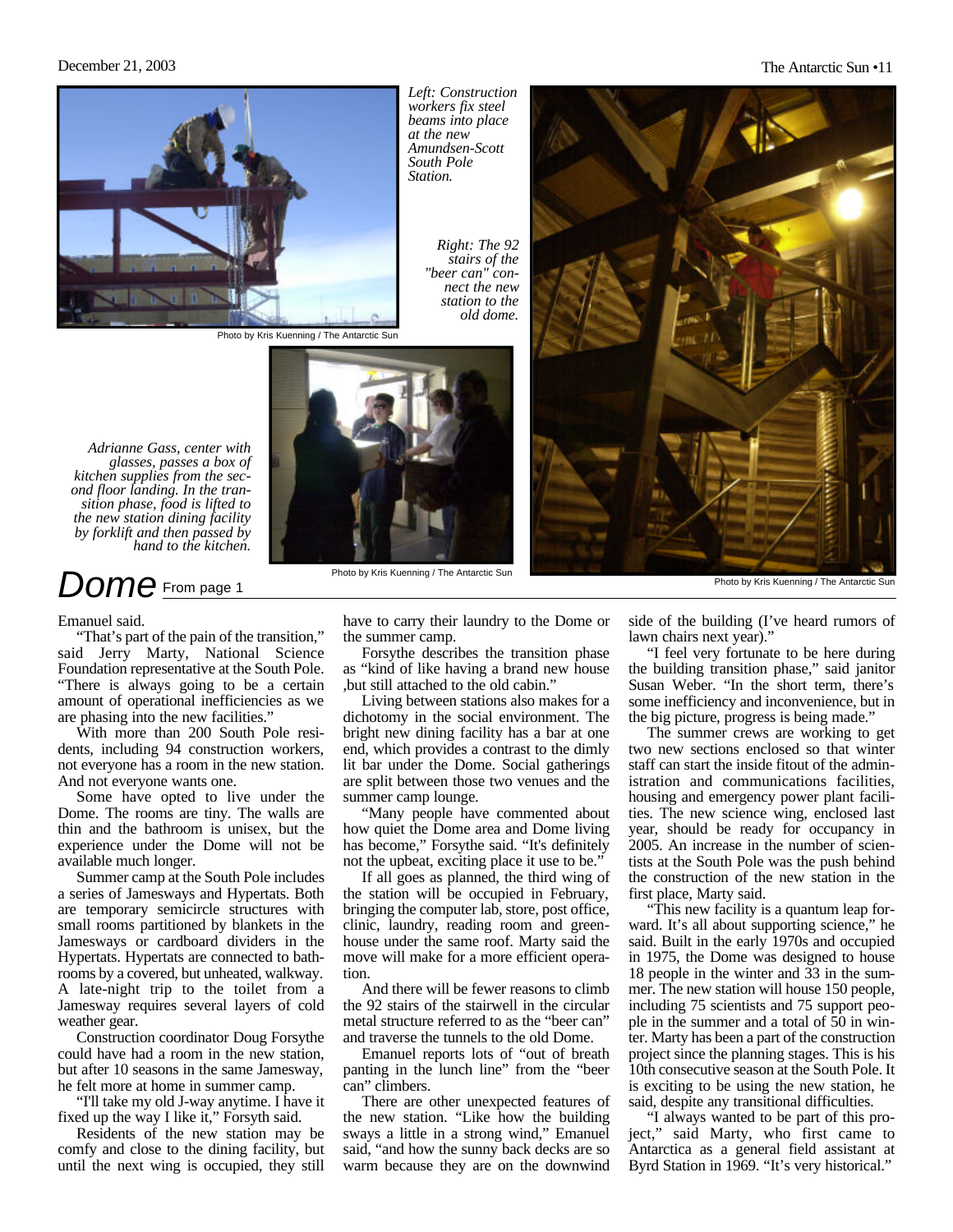*Left: Construction workers fix steel beams into place at the new Amundsen-Scott South Pole Station.*

Photo by Kris Kuenning / The Antarctic Sun

*Right: The 92 stairs of the "beer can" connect the new station to the old dome.*

Photo by Kris Kuenning / The Antarctic Sun

*Adrianne Gass, center with glasses, passes a box of kitchen supplies from the second floor landing. In the transition phase, food is lifted to the new station dining facility by forklift and then passed by hand to the kitchen.*

Photo by Kris Kuenning / The Antarctic Sun

# Dome From page 1

Emanuel said.

"That's part of the pain of the transition," said Jerry Marty, National Science Foundation representative at the South Pole. "There is always going to be a certain amount of operational inefficiencies as we are phasing into the new facilities."

With more than 200 South Pole residents, including 94 construction workers, not everyone has a room in the new station. And not everyone wants one.

Some have opted to live under the Dome. The rooms are tiny. The walls are thin and the bathroom is unisex, but the experience under the Dome will not be available much longer.

Summer camp at the South Pole includes a series of Jamesways and Hypertats. Both are temporary semicircle structures with small rooms partitioned by blankets in the Jamesways or cardboard dividers in the Hypertats. Hypertats are connected to bathrooms by a covered, but unheated, walkway. A late-night trip to the toilet from a Jamesway requires several layers of cold weather gear.

Construction coordinator Doug Forsythe could have had a room in the new station, but after 10 seasons in the same Jamesway, he felt more at home in summer camp.

"I'll take my old J-way anytime. I have it fixed up the way I like it," Forsyth said.

Residents of the new station may be comfy and close to the dining facility, but until the next wing is occupied, they still have to carry their laundry to the Dome or the summer camp.

Forsythe describes the transition phase as "kind of like having a brand new house ,but still attached to the old cabin."

Living between stations also makes for a dichotomy in the social environment. The bright new dining facility has a bar at one end, which provides a contrast to the dimly lit bar under the Dome. Social gatherings are split between those two venues and the summer camp lounge.

"Many people have commented about how quiet the Dome area and Dome living has become," Forsythe said. "It's definitely not the upbeat, exciting place it use to be."

If all goes as planned, the third wing of the station will be occupied in February, bringing the computer lab, store, post office, clinic, laundry, reading room and greenhouse under the same roof. Marty said the move will make for a more efficient operation.

And there will be fewer reasons to climb the 92 stairs of the stairwell in the circular metal structure referred to as the "beer can" and traverse the tunnels to the old Dome.

Emanuel reports lots of "out of breath panting in the lunch line" from the "beer can" climbers.

There are other unexpected features of the new station. "Like how the building sways a little in a strong wind," Emanuel said, "and how the sunny back decks are so warm because they are on the downwind side of the building (I've heard rumors of lawn chairs next year)."

"I feel very fortunate to be here during the building transition phase," said janitor Susan Weber. "In the short term, there's some inefficiency and inconvenience, but in the big picture, progress is being made."

The summer crews are working to get two new sections enclosed so that winter staff can start the inside fitout of the administration and communications facilities, housing and emergency power plant facilities. The new science wing, enclosed last year, should be ready for occupancy in 2005. An increase in the number of scientists at the South Pole was the push behind the construction of the new station in the first place, Marty said.

"This new facility is a quantum leap forward. It's all about supporting science," he said. Built in the early 1970s and occupied in 1975, the Dome was designed to house 18 people in the winter and 33 in the summer. The new station will house 150 people, including 75 scientists and 75 support people in the summer and a total of 50 in winter. Marty has been a part of the construction project since the planning stages. This is his 10th consecutive season at the South Pole. It is exciting to be using the new station, he said, despite any transitional difficulties.

"I always wanted to be part of this project," said Marty, who first came to Antarctica as a general field assistant at Byrd Station in 1969. "It's very historical."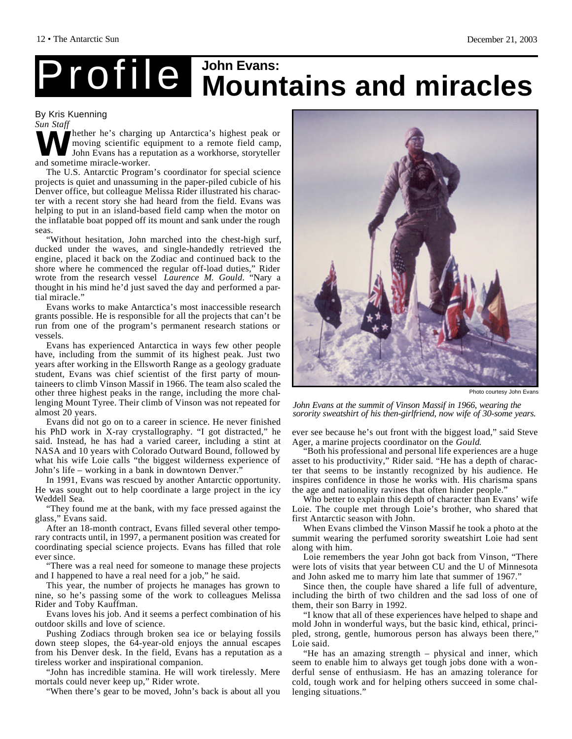# Profile

## John Evans: Mountains and miracles

By Kris Kuenning
*Sun Staff*

Whether he's charging up Antarctica's highest peak or moving scientific equipment to a remote field camp, John Evans has a reputation as a workhorse, storyteller and sometime miracle-worker.

The U.S. Antarctic Program's coordinator for special science projects is quiet and unassuming in the paper-piled cubicle of his Denver office, but colleague Melissa Rider illustrated his character with a recent story she had heard from the field. Evans was helping to put in an island-based field camp when the motor on the inflatable boat popped off its mount and sank under the rough seas.

"Without hesitation, John marched into the chest-high surf, ducked under the waves, and single-handedly retrieved the engine, placed it back on the Zodiac and continued back to the shore where he commenced the regular off-load duties," Rider wrote from the research vessel *Laurence M. Gould*. "Nary a thought in his mind he'd just saved the day and performed a partial miracle."

Evans works to make Antarctica's most inaccessible research grants possible. He is responsible for all the projects that can't be run from one of the program's permanent research stations or vessels.

Evans has experienced Antarctica in ways few other people have, including from the summit of its highest peak. Just two years after working in the Ellsworth Range as a geology graduate student, Evans was chief scientist of the first party of mountaineers to climb Vinson Massif in 1966. The team also scaled the other three highest peaks in the range, including the more challenging Mount Tyree. Their climb of Vinson was not repeated for almost 20 years.

Evans did not go on to a career in science. He never finished his PhD work in X-ray crystallography. "I got distracted," he said. Instead, he has had a varied career, including a stint at NASA and 10 years with Colorado Outward Bound, followed by what his wife Loie calls "the biggest wilderness experience of John's life – working in a bank in downtown Denver."

In 1991, Evans was rescued by another Antarctic opportunity. He was sought out to help coordinate a large project in the icy Weddell Sea.

"They found me at the bank, with my face pressed against the glass," Evans said.

After an 18-month contract, Evans filled several other temporary contracts until, in 1997, a permanent position was created for coordinating special science projects. Evans has filled that role ever since.

"There was a real need for someone to manage these projects and I happened to have a real need for a job," he said.

This year, the number of projects he manages has grown to nine, so he's passing some of the work to colleagues Melissa Rider and Toby Kauffman.

Evans loves his job. And it seems a perfect combination of his outdoor skills and love of science.

Pushing Zodiacs through broken sea ice or belaying fossils down steep slopes, the 64-year-old enjoys the annual escapes from his Denver desk. In the field, Evans has a reputation as a tireless worker and inspirational companion.

"John has incredible stamina. He will work tirelessly. Mere mortals could never keep up," Rider wrote.

"When there's gear to be moved, John's back is about all you ever see because he's out front with the biggest load," said Steve Ager, a marine projects coordinator on the *Gould*.

Photo courtesy John Evans

*John Evans at the summit of Vinson Massif in 1966, wearing the sorority sweatshirt of his then-girlfriend, now wife of 30-some years.*

"Both his professional and personal life experiences are a huge asset to his productivity," Rider said. "He has a depth of character that seems to be instantly recognized by his audience. He inspires confidence in those he works with. His charisma spans the age and nationality ravines that often hinder people."

Who better to explain this depth of character than Evans' wife Loie. The couple met through Loie's brother, who shared that first Antarctic season with John.

When Evans climbed the Vinson Massif he took a photo at the summit wearing the perfumed sorority sweatshirt Loie had sent along with him.

Loie remembers the year John got back from Vinson, "There were lots of visits that year between CU and the U of Minnesota and John asked me to marry him late that summer of 1967."

Since then, the couple have shared a life full of adventure, including the birth of two children and the sad loss of one of them, their son Barry in 1992.

"I know that all of these experiences have helped to shape and mold John in wonderful ways, but the basic kind, ethical, principled, strong, gentle, humorous person has always been there," Loie said.

"He has an amazing strength – physical and inner, which seem to enable him to always get tough jobs done with a wonderful sense of enthusiasm. He has an amazing tolerance for cold, tough work and for helping others succeed in some challenging situations."